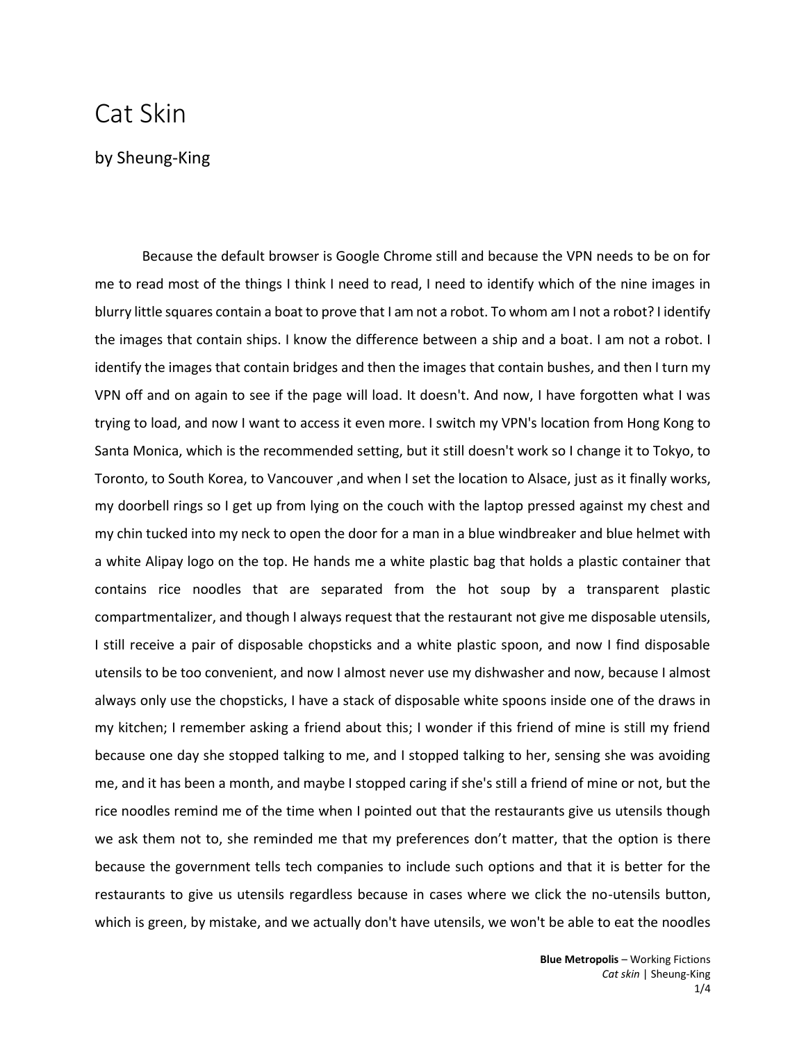# Cat Skin

by Sheung-King

Because the default browser is Google Chrome still and because the VPN needs to be on for me to read most of the things I think I need to read, I need to identify which of the nine images in blurry little squares contain a boat to prove that I am not a robot. To whom am I not a robot? I identify the images that contain ships. I know the difference between a ship and a boat. I am not a robot. I identify the images that contain bridges and then the images that contain bushes, and then I turn my VPN off and on again to see if the page will load. It doesn't. And now, I have forgotten what I was trying to load, and now I want to access it even more. I switch my VPN's location from Hong Kong to Santa Monica, which is the recommended setting, but it still doesn't work so I change it to Tokyo, to Toronto, to South Korea, to Vancouver ,and when I set the location to Alsace, just as it finally works, my doorbell rings so I get up from lying on the couch with the laptop pressed against my chest and my chin tucked into my neck to open the door for a man in a blue windbreaker and blue helmet with a white Alipay logo on the top. He hands me a white plastic bag that holds a plastic container that contains rice noodles that are separated from the hot soup by a transparent plastic compartmentalizer, and though I always request that the restaurant not give me disposable utensils, I still receive a pair of disposable chopsticks and a white plastic spoon, and now I find disposable utensils to be too convenient, and now I almost never use my dishwasher and now, because I almost always only use the chopsticks, I have a stack of disposable white spoons inside one of the draws in my kitchen; I remember asking a friend about this; I wonder if this friend of mine is still my friend because one day she stopped talking to me, and I stopped talking to her, sensing she was avoiding me, and it has been a month, and maybe I stopped caring if she's still a friend of mine or not, but the rice noodles remind me of the time when I pointed out that the restaurants give us utensils though we ask them not to, she reminded me that my preferences don't matter, that the option is there because the government tells tech companies to include such options and that it is better for the restaurants to give us utensils regardless because in cases where we click the no-utensils button, which is green, by mistake, and we actually don't have utensils, we won't be able to eat the noodles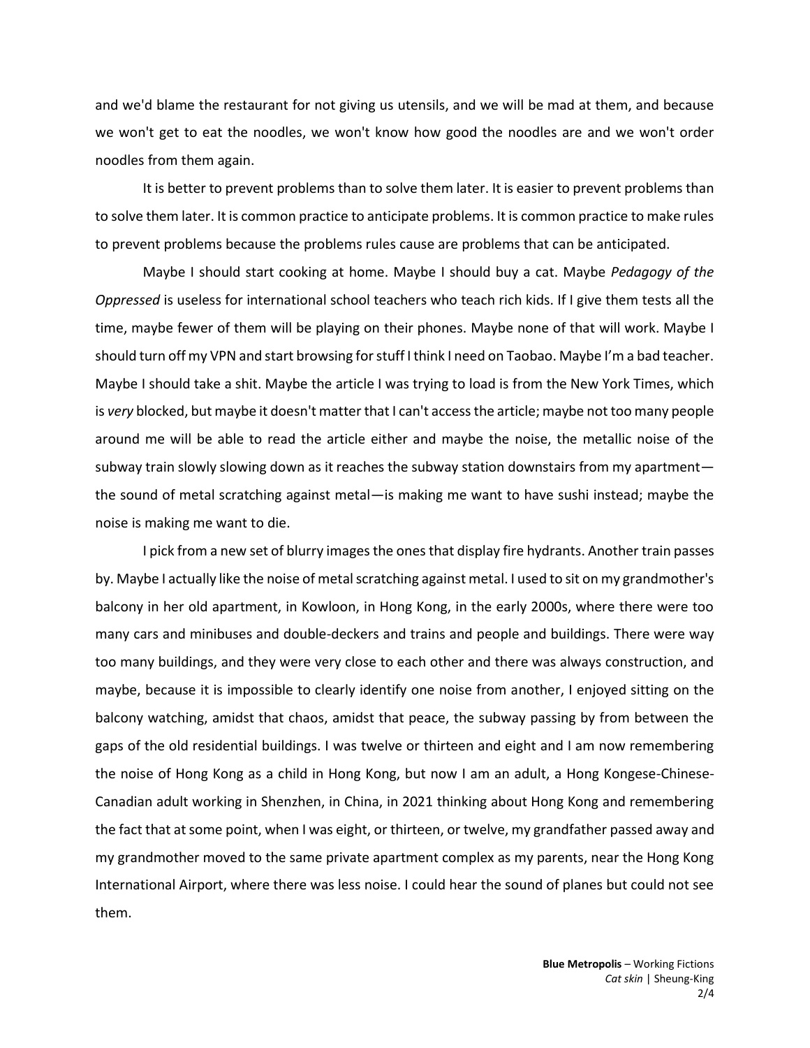and we'd blame the restaurant for not giving us utensils, and we will be mad at them, and because we won't get to eat the noodles, we won't know how good the noodles are and we won't order noodles from them again.

It is better to prevent problems than to solve them later. It is easier to prevent problems than to solve them later. It is common practice to anticipate problems. It is common practice to make rules to prevent problems because the problems rules cause are problems that can be anticipated.

Maybe I should start cooking at home. Maybe I should buy a cat. Maybe *Pedagogy of the Oppressed* is useless for international school teachers who teach rich kids. If I give them tests all the time, maybe fewer of them will be playing on their phones. Maybe none of that will work. Maybe I should turn off my VPN and start browsing for stuff I think I need on Taobao. Maybe I'm a bad teacher. Maybe I should take a shit. Maybe the article I was trying to load is from the New York Times, which is *very* blocked, but maybe it doesn't matter that I can't access the article; maybe not too many people around me will be able to read the article either and maybe the noise, the metallic noise of the subway train slowly slowing down as it reaches the subway station downstairs from my apartment—the sound of metal scratching against metal—is making me want to have sushi instead; maybe the noise is making me want to die.

I pick from a new set of blurry images the ones that display fire hydrants. Another train passes by. Maybe I actually like the noise of metal scratching against metal. I used to sit on my grandmother's balcony in her old apartment, in Kowloon, in Hong Kong, in the early 2000s, where there were too many cars and minibuses and double-deckers and trains and people and buildings. There were way too many buildings, and they were very close to each other and there was always construction, and maybe, because it is impossible to clearly identify one noise from another, I enjoyed sitting on the balcony watching, amidst that chaos, amidst that peace, the subway passing by from between the gaps of the old residential buildings. I was twelve or thirteen and eight and I am now remembering the noise of Hong Kong as a child in Hong Kong, but now I am an adult, a Hong Kongese-Chinese-Canadian adult working in Shenzhen, in China, in 2021 thinking about Hong Kong and remembering the fact that at some point, when I was eight, or thirteen, or twelve, my grandfather passed away and my grandmother moved to the same private apartment complex as my parents, near the Hong Kong International Airport, where there was less noise. I could hear the sound of planes but could not see them.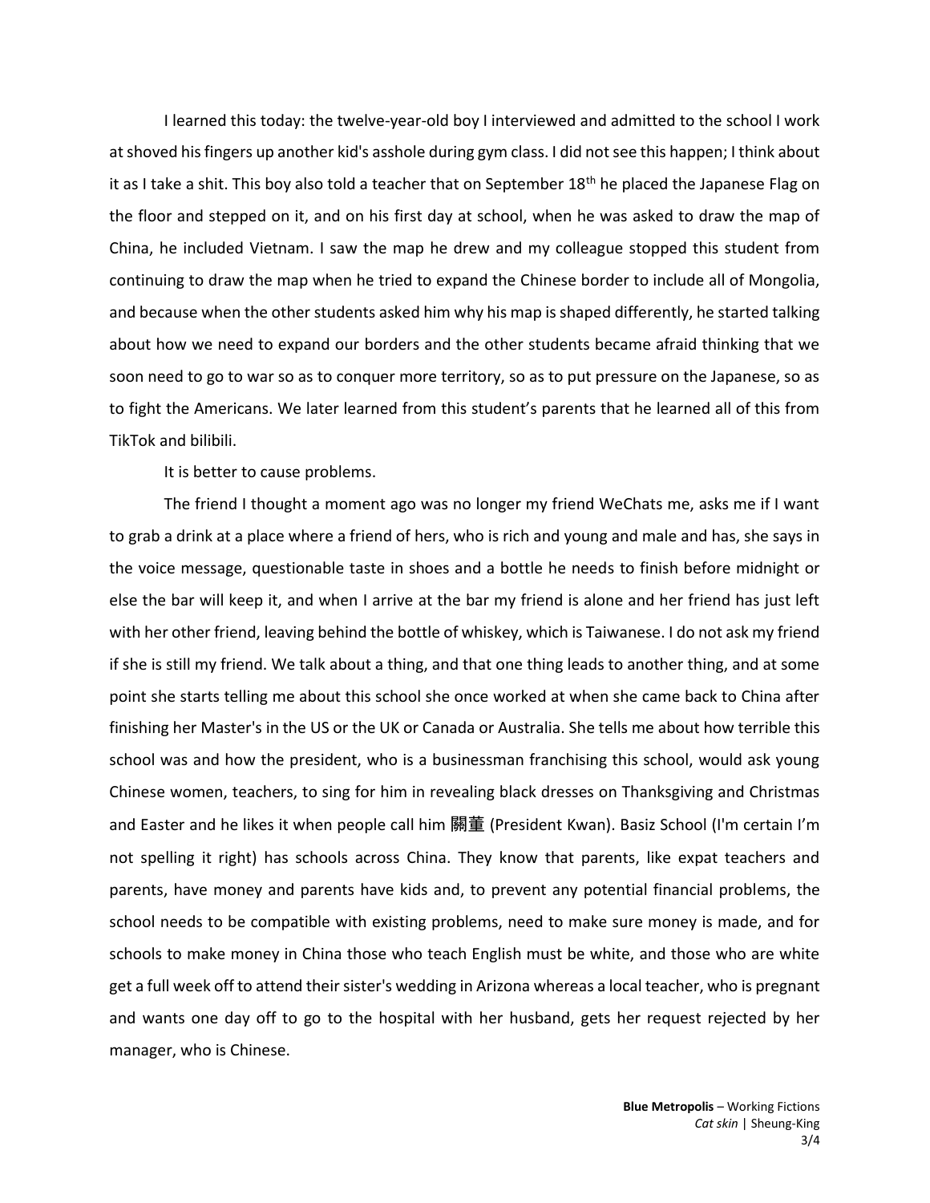I learned this today: the twelve-year-old boy I interviewed and admitted to the school I work at shoved his fingers up another kid's asshole during gym class. I did not see this happen; I think about it as I take a shit. This boy also told a teacher that on September 18th he placed the Japanese Flag on the floor and stepped on it, and on his first day at school, when he was asked to draw the map of China, he included Vietnam. I saw the map he drew and my colleague stopped this student from continuing to draw the map when he tried to expand the Chinese border to include all of Mongolia, and because when the other students asked him why his map is shaped differently, he started talking about how we need to expand our borders and the other students became afraid thinking that we soon need to go to war so as to conquer more territory, so as to put pressure on the Japanese, so as to fight the Americans. We later learned from this student's parents that he learned all of this from TikTok and bilibili.

It is better to cause problems.

The friend I thought a moment ago was no longer my friend WeChats me, asks me if I want to grab a drink at a place where a friend of hers, who is rich and young and male and has, she says in the voice message, questionable taste in shoes and a bottle he needs to finish before midnight or else the bar will keep it, and when I arrive at the bar my friend is alone and her friend has just left with her other friend, leaving behind the bottle of whiskey, which is Taiwanese. I do not ask my friend if she is still my friend. We talk about a thing, and that one thing leads to another thing, and at some point she starts telling me about this school she once worked at when she came back to China after finishing her Master's in the US or the UK or Canada or Australia. She tells me about how terrible this school was and how the president, who is a businessman franchising this school, would ask young Chinese women, teachers, to sing for him in revealing black dresses on Thanksgiving and Christmas and Easter and he likes it when people call him 關董 (President Kwan). Basiz School (I'm certain I'm not spelling it right) has schools across China. They know that parents, like expat teachers and parents, have money and parents have kids and, to prevent any potential financial problems, the school needs to be compatible with existing problems, need to make sure money is made, and for schools to make money in China those who teach English must be white, and those who are white get a full week off to attend their sister's wedding in Arizona whereas a local teacher, who is pregnant and wants one day off to go to the hospital with her husband, gets her request rejected by her manager, who is Chinese.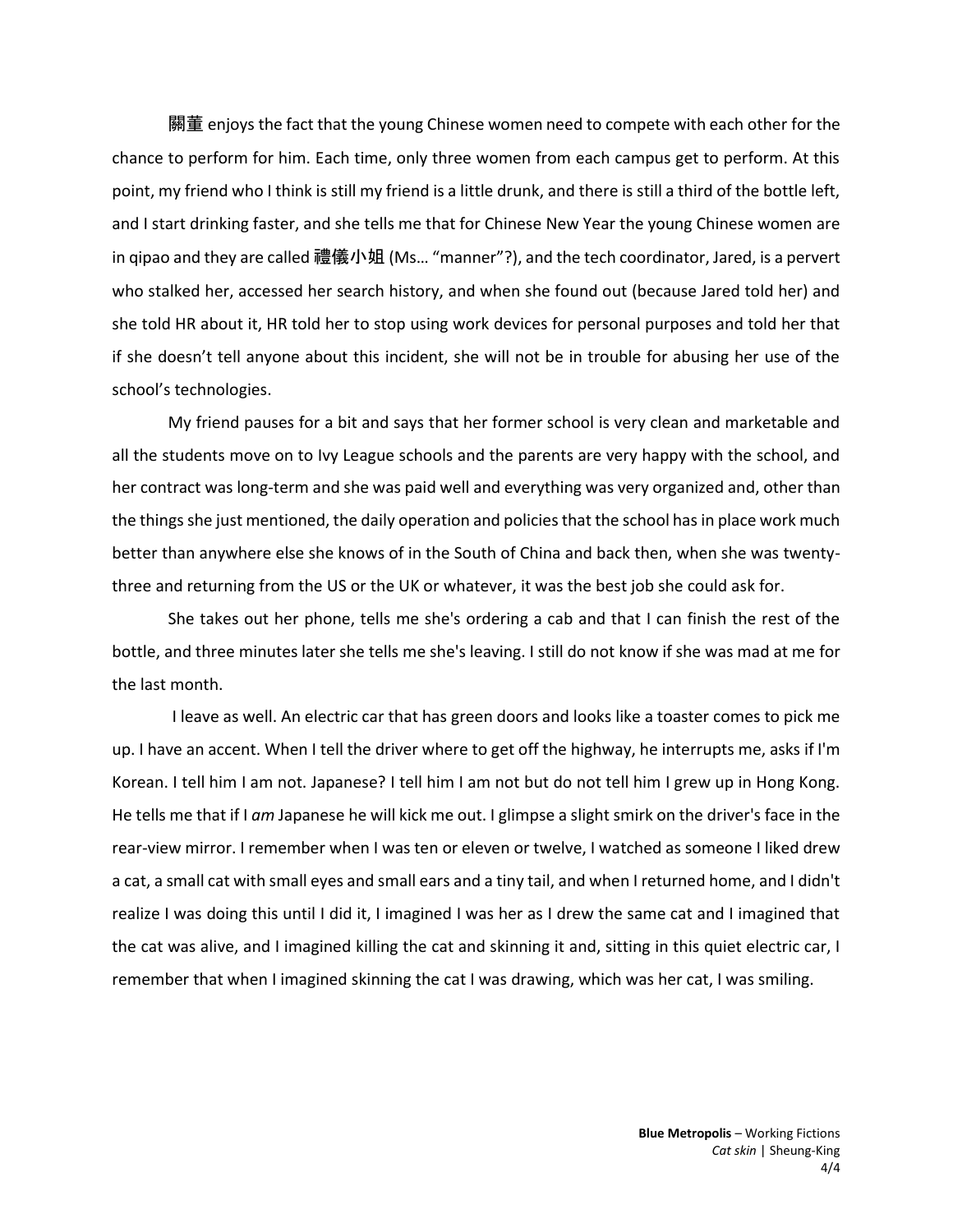關董 enjoys the fact that the young Chinese women need to compete with each other for the chance to perform for him. Each time, only three women from each campus get to perform. At this point, my friend who I think is still my friend is a little drunk, and there is still a third of the bottle left, and I start drinking faster, and she tells me that for Chinese New Year the young Chinese women are in qipao and they are called 禮儀小姐 (Ms… "manner"?), and the tech coordinator, Jared, is a pervert who stalked her, accessed her search history, and when she found out (because Jared told her) and she told HR about it, HR told her to stop using work devices for personal purposes and told her that if she doesn't tell anyone about this incident, she will not be in trouble for abusing her use of the school's technologies.

My friend pauses for a bit and says that her former school is very clean and marketable and all the students move on to Ivy League schools and the parents are very happy with the school, and her contract was long-term and she was paid well and everything was very organized and, other than the things she just mentioned, the daily operation and policies that the school has in place work much better than anywhere else she knows of in the South of China and back then, when she was twenty-three and returning from the US or the UK or whatever, it was the best job she could ask for.

She takes out her phone, tells me she's ordering a cab and that I can finish the rest of the bottle, and three minutes later she tells me she's leaving. I still do not know if she was mad at me for the last month.

I leave as well. An electric car that has green doors and looks like a toaster comes to pick me up. I have an accent. When I tell the driver where to get off the highway, he interrupts me, asks if I'm Korean. I tell him I am not. Japanese? I tell him I am not but do not tell him I grew up in Hong Kong. He tells me that if I *am* Japanese he will kick me out. I glimpse a slight smirk on the driver's face in the rear-view mirror. I remember when I was ten or eleven or twelve, I watched as someone I liked drew a cat, a small cat with small eyes and small ears and a tiny tail, and when I returned home, and I didn't realize I was doing this until I did it, I imagined I was her as I drew the same cat and I imagined that the cat was alive, and I imagined killing the cat and skinning it and, sitting in this quiet electric car, I remember that when I imagined skinning the cat I was drawing, which was her cat, I was smiling.